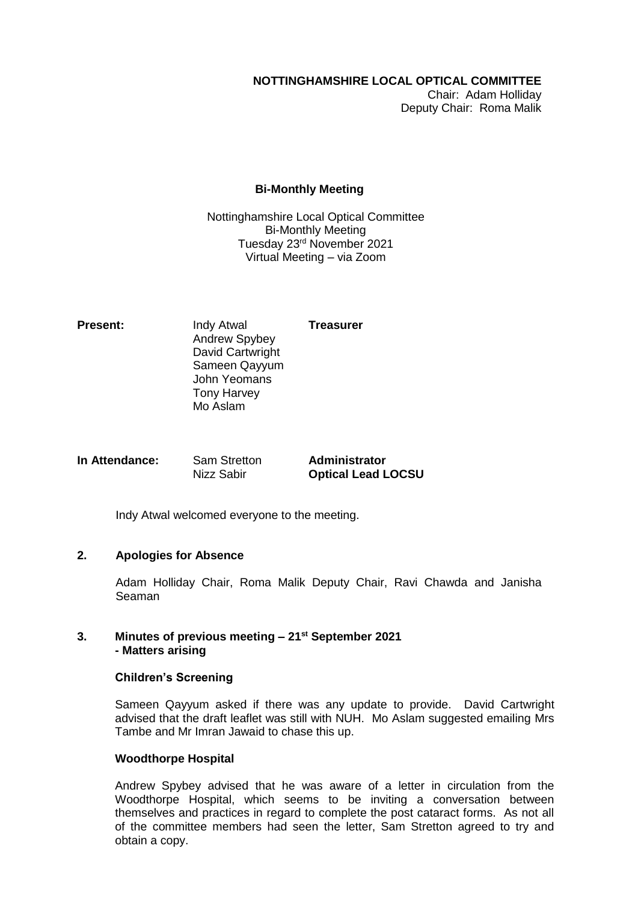**NOTTINGHAMSHIRE LOCAL OPTICAL COMMITTEE**
Chair: Adam Holliday
Deputy Chair: Roma Malik

## Bi-Monthly Meeting

Nottinghamshire Local Optical Committee
Bi-Monthly Meeting
Tuesday 23rd November 2021
Virtual Meeting – via Zoom

| **Present:** | Indy Atwal | **Treasurer** |
|---|---|---|
| | Andrew Spybey | |
| | David Cartwright | |
| | Sameen Qayyum | |
| | John Yeomans | |
| | Tony Harvey | |
| | Mo Aslam | |

| **In Attendance:** | Sam Stretton | **Administrator** |
|---|---|---|
| | Nizz Sabir | **Optical Lead LOCSU** |

Indy Atwal welcomed everyone to the meeting.

**2. Apologies for Absence**

Adam Holliday Chair, Roma Malik Deputy Chair, Ravi Chawda and Janisha Seaman

**3. Minutes of previous meeting – 21st September 2021**
**- Matters arising**

**Children's Screening**

Sameen Qayyum asked if there was any update to provide. David Cartwright advised that the draft leaflet was still with NUH. Mo Aslam suggested emailing Mrs Tambe and Mr Imran Jawaid to chase this up.

**Woodthorpe Hospital**

Andrew Spybey advised that he was aware of a letter in circulation from the Woodthorpe Hospital, which seems to be inviting a conversation between themselves and practices in regard to complete the post cataract forms. As not all of the committee members had seen the letter, Sam Stretton agreed to try and obtain a copy.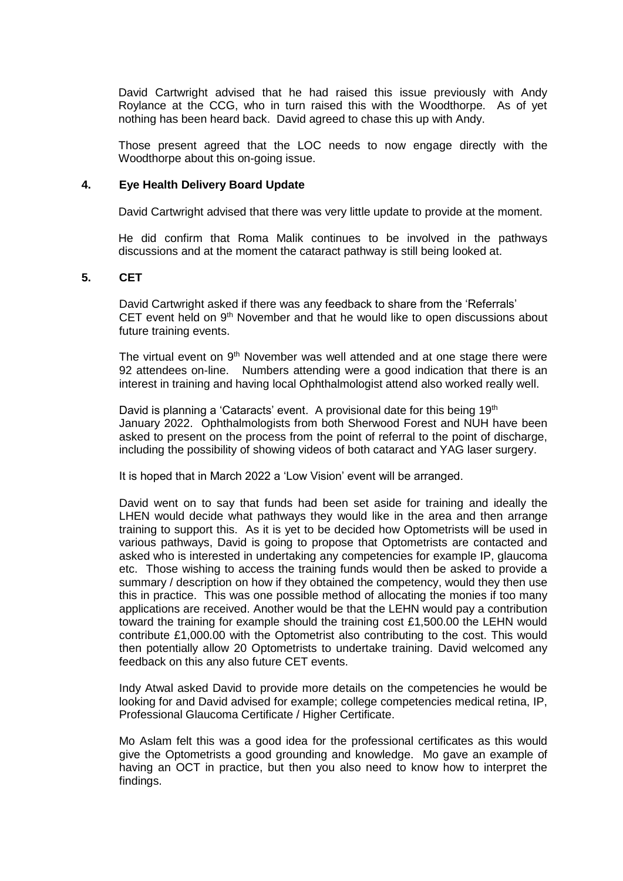David Cartwright advised that he had raised this issue previously with Andy Roylance at the CCG, who in turn raised this with the Woodthorpe. As of yet nothing has been heard back. David agreed to chase this up with Andy.

Those present agreed that the LOC needs to now engage directly with the Woodthorpe about this on-going issue.

## 4. Eye Health Delivery Board Update

David Cartwright advised that there was very little update to provide at the moment.

He did confirm that Roma Malik continues to be involved in the pathways discussions and at the moment the cataract pathway is still being looked at.

## 5. CET

David Cartwright asked if there was any feedback to share from the 'Referrals' CET event held on 9th November and that he would like to open discussions about future training events.

The virtual event on 9th November was well attended and at one stage there were 92 attendees on-line. Numbers attending were a good indication that there is an interest in training and having local Ophthalmologist attend also worked really well.

David is planning a 'Cataracts' event. A provisional date for this being 19th January 2022. Ophthalmologists from both Sherwood Forest and NUH have been asked to present on the process from the point of referral to the point of discharge, including the possibility of showing videos of both cataract and YAG laser surgery.

It is hoped that in March 2022 a 'Low Vision' event will be arranged.

David went on to say that funds had been set aside for training and ideally the LHEN would decide what pathways they would like in the area and then arrange training to support this. As it is yet to be decided how Optometrists will be used in various pathways, David is going to propose that Optometrists are contacted and asked who is interested in undertaking any competencies for example IP, glaucoma etc. Those wishing to access the training funds would then be asked to provide a summary / description on how if they obtained the competency, would they then use this in practice. This was one possible method of allocating the monies if too many applications are received. Another would be that the LEHN would pay a contribution toward the training for example should the training cost £1,500.00 the LEHN would contribute £1,000.00 with the Optometrist also contributing to the cost. This would then potentially allow 20 Optometrists to undertake training. David welcomed any feedback on this any also future CET events.

Indy Atwal asked David to provide more details on the competencies he would be looking for and David advised for example; college competencies medical retina, IP, Professional Glaucoma Certificate / Higher Certificate.

Mo Aslam felt this was a good idea for the professional certificates as this would give the Optometrists a good grounding and knowledge. Mo gave an example of having an OCT in practice, but then you also need to know how to interpret the findings.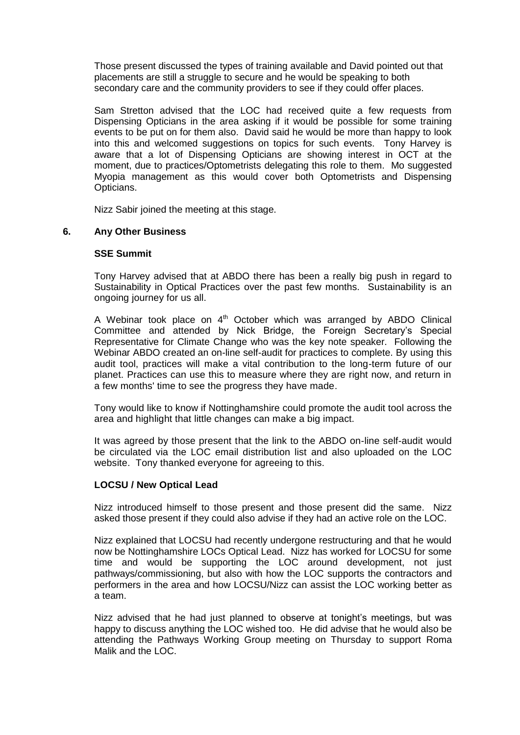Those present discussed the types of training available and David pointed out that placements are still a struggle to secure and he would be speaking to both secondary care and the community providers to see if they could offer places.

Sam Stretton advised that the LOC had received quite a few requests from Dispensing Opticians in the area asking if it would be possible for some training events to be put on for them also. David said he would be more than happy to look into this and welcomed suggestions on topics for such events. Tony Harvey is aware that a lot of Dispensing Opticians are showing interest in OCT at the moment, due to practices/Optometrists delegating this role to them. Mo suggested Myopia management as this would cover both Optometrists and Dispensing Opticians.

Nizz Sabir joined the meeting at this stage.

## 6. Any Other Business

### SSE Summit

Tony Harvey advised that at ABDO there has been a really big push in regard to Sustainability in Optical Practices over the past few months. Sustainability is an ongoing journey for us all.

A Webinar took place on 4th October which was arranged by ABDO Clinical Committee and attended by Nick Bridge, the Foreign Secretary's Special Representative for Climate Change who was the key note speaker. Following the Webinar ABDO created an on-line self-audit for practices to complete. By using this audit tool, practices will make a vital contribution to the long-term future of our planet. Practices can use this to measure where they are right now, and return in a few months' time to see the progress they have made.

Tony would like to know if Nottinghamshire could promote the audit tool across the area and highlight that little changes can make a big impact.

It was agreed by those present that the link to the ABDO on-line self-audit would be circulated via the LOC email distribution list and also uploaded on the LOC website. Tony thanked everyone for agreeing to this.

### LOCSU / New Optical Lead

Nizz introduced himself to those present and those present did the same. Nizz asked those present if they could also advise if they had an active role on the LOC.

Nizz explained that LOCSU had recently undergone restructuring and that he would now be Nottinghamshire LOCs Optical Lead. Nizz has worked for LOCSU for some time and would be supporting the LOC around development, not just pathways/commissioning, but also with how the LOC supports the contractors and performers in the area and how LOCSU/Nizz can assist the LOC working better as a team.

Nizz advised that he had just planned to observe at tonight's meetings, but was happy to discuss anything the LOC wished too. He did advise that he would also be attending the Pathways Working Group meeting on Thursday to support Roma Malik and the LOC.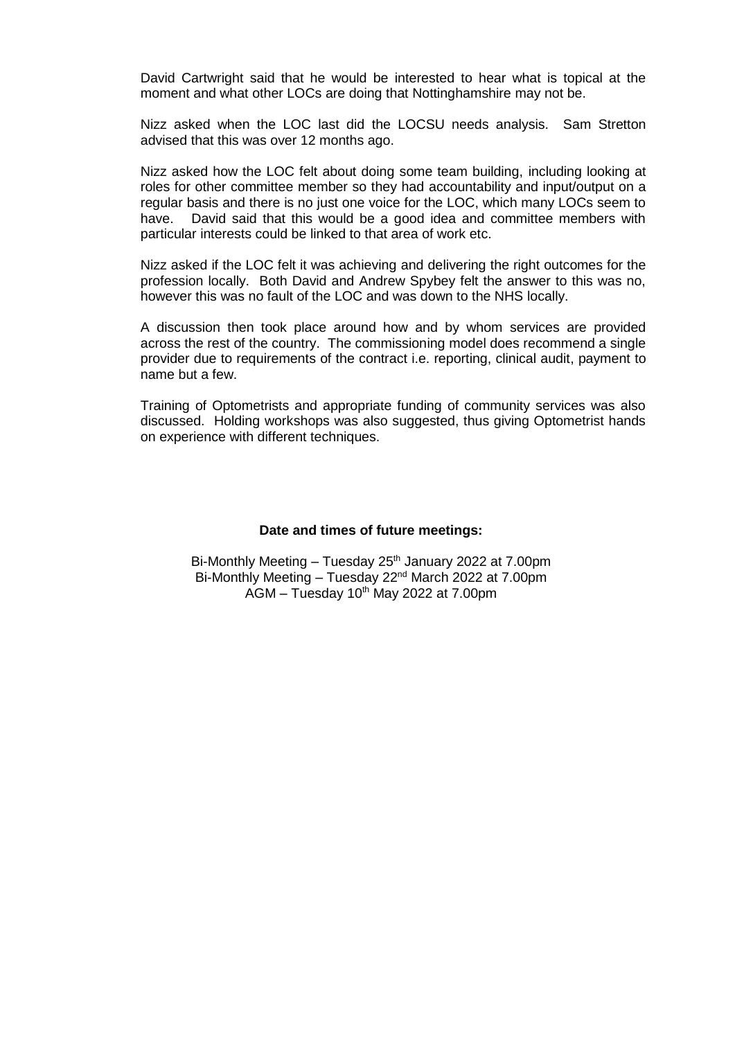David Cartwright said that he would be interested to hear what is topical at the moment and what other LOCs are doing that Nottinghamshire may not be.

Nizz asked when the LOC last did the LOCSU needs analysis. Sam Stretton advised that this was over 12 months ago.

Nizz asked how the LOC felt about doing some team building, including looking at roles for other committee member so they had accountability and input/output on a regular basis and there is no just one voice for the LOC, which many LOCs seem to have. David said that this would be a good idea and committee members with particular interests could be linked to that area of work etc.

Nizz asked if the LOC felt it was achieving and delivering the right outcomes for the profession locally. Both David and Andrew Spybey felt the answer to this was no, however this was no fault of the LOC and was down to the NHS locally.

A discussion then took place around how and by whom services are provided across the rest of the country. The commissioning model does recommend a single provider due to requirements of the contract i.e. reporting, clinical audit, payment to name but a few.

Training of Optometrists and appropriate funding of community services was also discussed. Holding workshops was also suggested, thus giving Optometrist hands on experience with different techniques.

**Date and times of future meetings:**

Bi-Monthly Meeting – Tuesday 25th January 2022 at 7.00pm
Bi-Monthly Meeting – Tuesday 22nd March 2022 at 7.00pm
AGM – Tuesday 10th May 2022 at 7.00pm